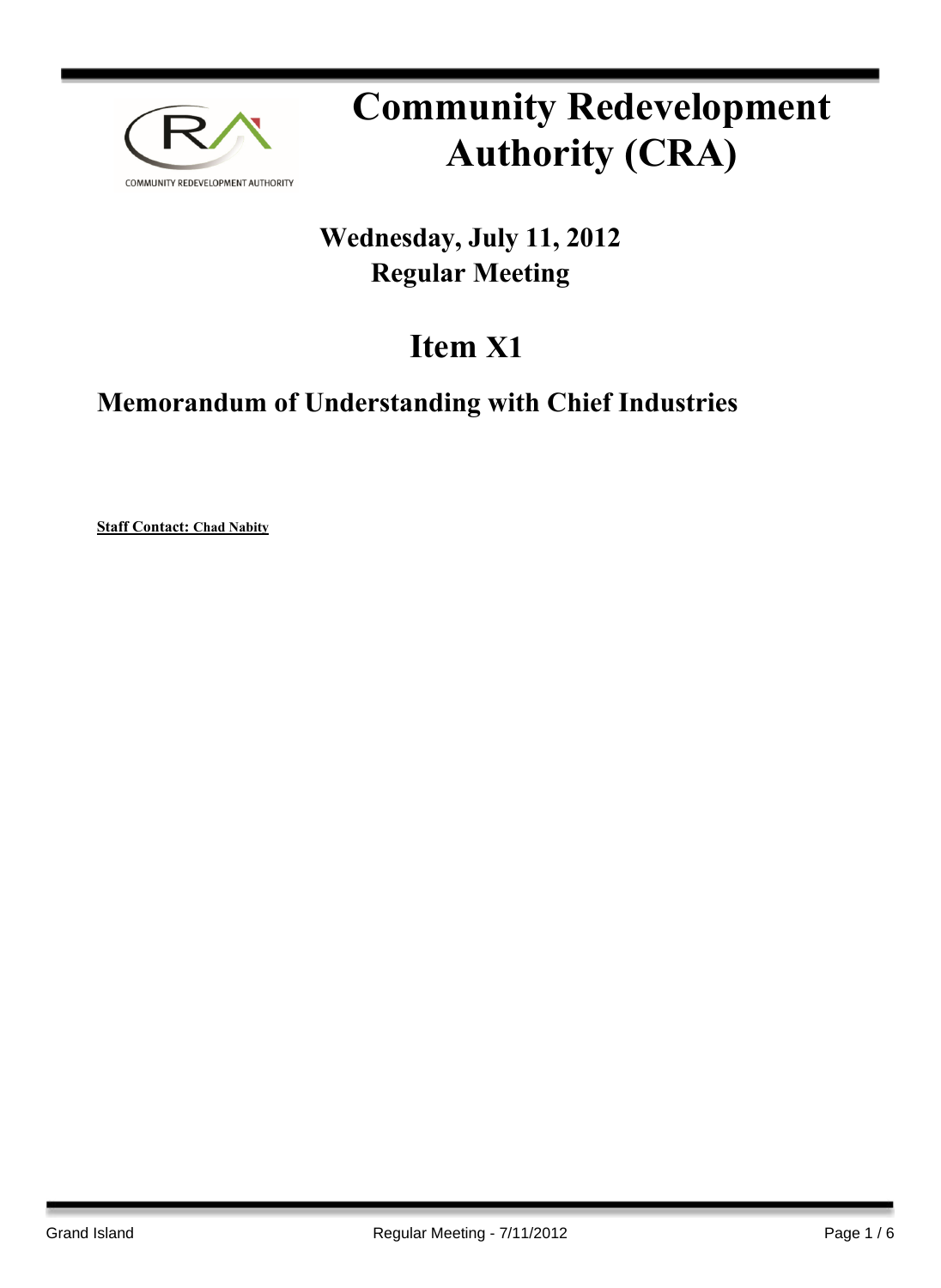# Community Redevelopment Authority (CRA)

## Wednesday, July 11, 2012
## Regular Meeting

# Item X1

## Memorandum of Understanding with Chief Industries

**Staff Contact: Chad Nabity**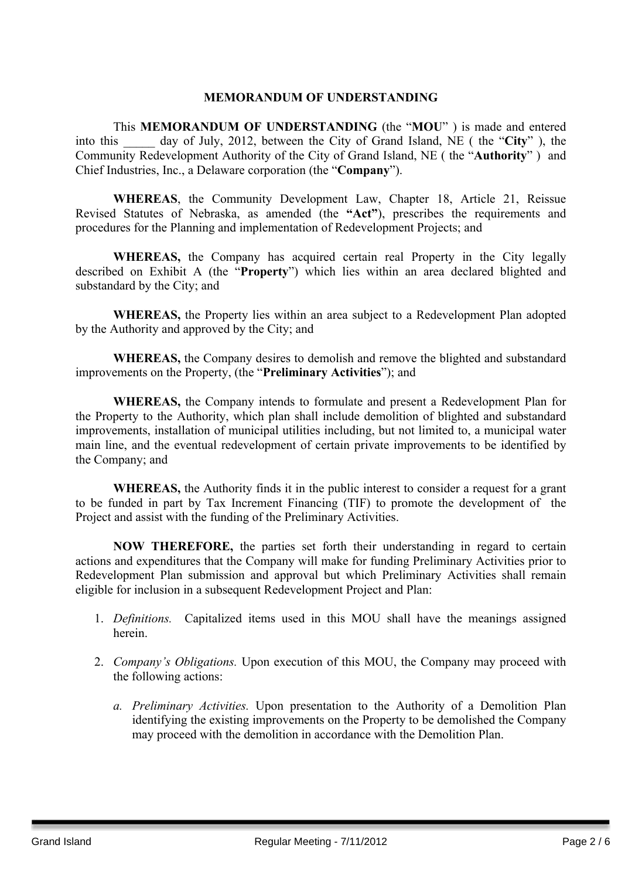# MEMORANDUM OF UNDERSTANDING

This **MEMORANDUM OF UNDERSTANDING** (the "**MOU**" ) is made and entered into this _____ day of July, 2012, between the City of Grand Island, NE ( the "**City**" ), the Community Redevelopment Authority of the City of Grand Island, NE ( the "**Authority**" ) and Chief Industries, Inc., a Delaware corporation (the "**Company**").

**WHEREAS**, the Community Development Law, Chapter 18, Article 21, Reissue Revised Statutes of Nebraska, as amended (the **"Act"**), prescribes the requirements and procedures for the Planning and implementation of Redevelopment Projects; and

**WHEREAS,** the Company has acquired certain real Property in the City legally described on Exhibit A (the "**Property**") which lies within an area declared blighted and substandard by the City; and

**WHEREAS,** the Property lies within an area subject to a Redevelopment Plan adopted by the Authority and approved by the City; and

**WHEREAS,** the Company desires to demolish and remove the blighted and substandard improvements on the Property, (the "**Preliminary Activities**"); and

**WHEREAS,** the Company intends to formulate and present a Redevelopment Plan for the Property to the Authority, which plan shall include demolition of blighted and substandard improvements, installation of municipal utilities including, but not limited to, a municipal water main line, and the eventual redevelopment of certain private improvements to be identified by the Company; and

**WHEREAS,** the Authority finds it in the public interest to consider a request for a grant to be funded in part by Tax Increment Financing (TIF) to promote the development of the Project and assist with the funding of the Preliminary Activities.

**NOW THEREFORE,** the parties set forth their understanding in regard to certain actions and expenditures that the Company will make for funding Preliminary Activities prior to Redevelopment Plan submission and approval but which Preliminary Activities shall remain eligible for inclusion in a subsequent Redevelopment Project and Plan:

1. *Definitions.* Capitalized items used in this MOU shall have the meanings assigned herein.

2. *Company's Obligations.* Upon execution of this MOU, the Company may proceed with the following actions:

   a. *Preliminary Activities.* Upon presentation to the Authority of a Demolition Plan identifying the existing improvements on the Property to be demolished the Company may proceed with the demolition in accordance with the Demolition Plan.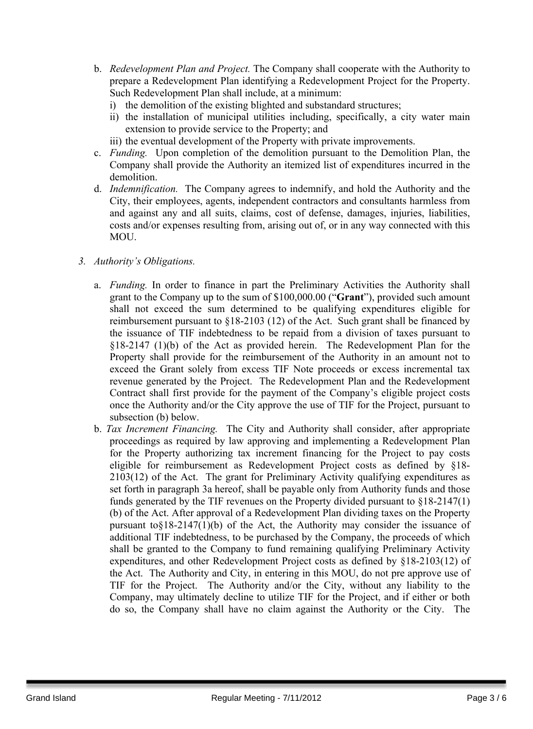b. *Redevelopment Plan and Project.* The Company shall cooperate with the Authority to prepare a Redevelopment Plan identifying a Redevelopment Project for the Property. Such Redevelopment Plan shall include, at a minimum:
   i) the demolition of the existing blighted and substandard structures;
   ii) the installation of municipal utilities including, specifically, a city water main extension to provide service to the Property; and
   iii) the eventual development of the Property with private improvements.

c. *Funding.* Upon completion of the demolition pursuant to the Demolition Plan, the Company shall provide the Authority an itemized list of expenditures incurred in the demolition.

d. *Indemnification.* The Company agrees to indemnify, and hold the Authority and the City, their employees, agents, independent contractors and consultants harmless from and against any and all suits, claims, cost of defense, damages, injuries, liabilities, costs and/or expenses resulting from, arising out of, or in any way connected with this MOU.

3. *Authority's Obligations.*

   a. *Funding.* In order to finance in part the Preliminary Activities the Authority shall grant to the Company up to the sum of $100,000.00 ("**Grant**"), provided such amount shall not exceed the sum determined to be qualifying expenditures eligible for reimbursement pursuant to §18-2103 (12) of the Act. Such grant shall be financed by the issuance of TIF indebtedness to be repaid from a division of taxes pursuant to §18-2147 (1)(b) of the Act as provided herein. The Redevelopment Plan for the Property shall provide for the reimbursement of the Authority in an amount not to exceed the Grant solely from excess TIF Note proceeds or excess incremental tax revenue generated by the Project. The Redevelopment Plan and the Redevelopment Contract shall first provide for the payment of the Company's eligible project costs once the Authority and/or the City approve the use of TIF for the Project, pursuant to subsection (b) below.

   b. *Tax Increment Financing.* The City and Authority shall consider, after appropriate proceedings as required by law approving and implementing a Redevelopment Plan for the Property authorizing tax increment financing for the Project to pay costs eligible for reimbursement as Redevelopment Project costs as defined by §18-2103(12) of the Act. The grant for Preliminary Activity qualifying expenditures as set forth in paragraph 3a hereof, shall be payable only from Authority funds and those funds generated by the TIF revenues on the Property divided pursuant to §18-2147(1)(b) of the Act. After approval of a Redevelopment Plan dividing taxes on the Property pursuant to§18-2147(1)(b) of the Act, the Authority may consider the issuance of additional TIF indebtedness, to be purchased by the Company, the proceeds of which shall be granted to the Company to fund remaining qualifying Preliminary Activity expenditures, and other Redevelopment Project costs as defined by §18-2103(12) of the Act. The Authority and City, in entering in this MOU, do not pre approve use of TIF for the Project. The Authority and/or the City, without any liability to the Company, may ultimately decline to utilize TIF for the Project, and if either or both do so, the Company shall have no claim against the Authority or the City. The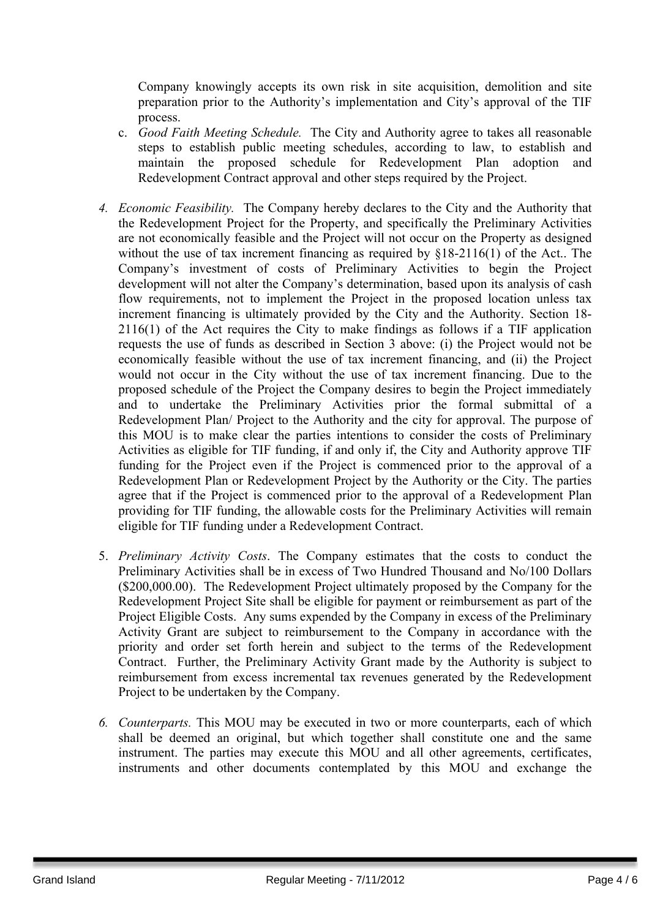Company knowingly accepts its own risk in site acquisition, demolition and site preparation prior to the Authority's implementation and City's approval of the TIF process.

c. *Good Faith Meeting Schedule.* The City and Authority agree to takes all reasonable steps to establish public meeting schedules, according to law, to establish and maintain the proposed schedule for Redevelopment Plan adoption and Redevelopment Contract approval and other steps required by the Project.

4. *Economic Feasibility.* The Company hereby declares to the City and the Authority that the Redevelopment Project for the Property, and specifically the Preliminary Activities are not economically feasible and the Project will not occur on the Property as designed without the use of tax increment financing as required by §18-2116(1) of the Act.. The Company's investment of costs of Preliminary Activities to begin the Project development will not alter the Company's determination, based upon its analysis of cash flow requirements, not to implement the Project in the proposed location unless tax increment financing is ultimately provided by the City and the Authority. Section 18-2116(1) of the Act requires the City to make findings as follows if a TIF application requests the use of funds as described in Section 3 above: (i) the Project would not be economically feasible without the use of tax increment financing, and (ii) the Project would not occur in the City without the use of tax increment financing. Due to the proposed schedule of the Project the Company desires to begin the Project immediately and to undertake the Preliminary Activities prior the formal submittal of a Redevelopment Plan/ Project to the Authority and the city for approval. The purpose of this MOU is to make clear the parties intentions to consider the costs of Preliminary Activities as eligible for TIF funding, if and only if, the City and Authority approve TIF funding for the Project even if the Project is commenced prior to the approval of a Redevelopment Plan or Redevelopment Project by the Authority or the City. The parties agree that if the Project is commenced prior to the approval of a Redevelopment Plan providing for TIF funding, the allowable costs for the Preliminary Activities will remain eligible for TIF funding under a Redevelopment Contract.

5. *Preliminary Activity Costs*. The Company estimates that the costs to conduct the Preliminary Activities shall be in excess of Two Hundred Thousand and No/100 Dollars ($200,000.00). The Redevelopment Project ultimately proposed by the Company for the Redevelopment Project Site shall be eligible for payment or reimbursement as part of the Project Eligible Costs. Any sums expended by the Company in excess of the Preliminary Activity Grant are subject to reimbursement to the Company in accordance with the priority and order set forth herein and subject to the terms of the Redevelopment Contract. Further, the Preliminary Activity Grant made by the Authority is subject to reimbursement from excess incremental tax revenues generated by the Redevelopment Project to be undertaken by the Company.

6. *Counterparts.* This MOU may be executed in two or more counterparts, each of which shall be deemed an original, but which together shall constitute one and the same instrument. The parties may execute this MOU and all other agreements, certificates, instruments and other documents contemplated by this MOU and exchange the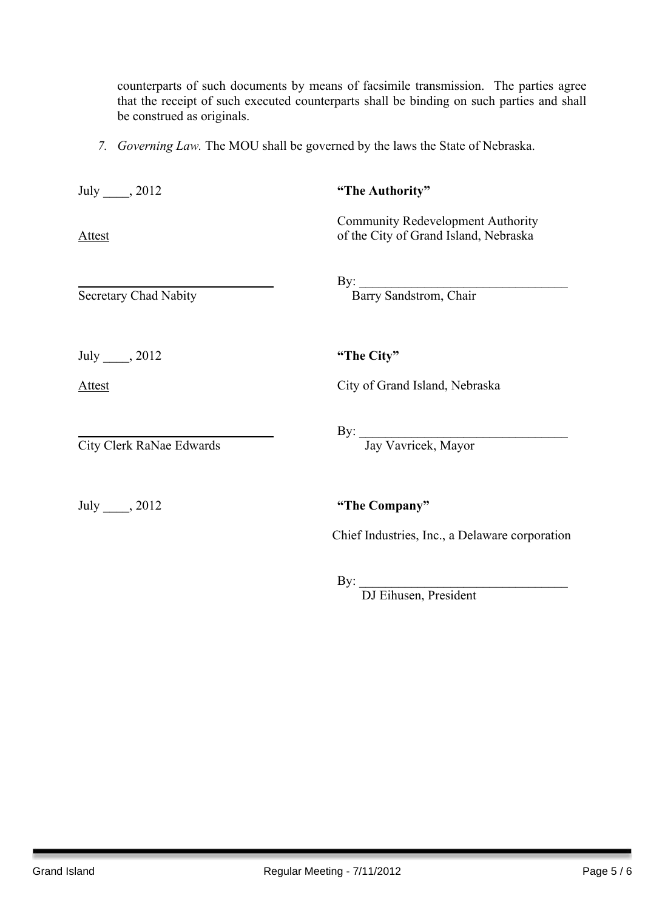counterparts of such documents by means of facsimile transmission. The parties agree that the receipt of such executed counterparts shall be binding on such parties and shall be construed as originals.

7. *Governing Law.* The MOU shall be governed by the laws the State of Nebraska.

July ____, 2012

**"The Authority"**

Community Redevelopment Authority of the City of Grand Island, Nebraska

Attest

\_\_\_\_\_\_\_\_\_\_\_\_\_\_\_\_\_\_\_\_\_\_\_\_\_\_\_\_\_\_\_\_
Secretary Chad Nabity

By: \_\_\_\_\_\_\_\_\_\_\_\_\_\_\_\_\_\_\_\_\_\_\_\_\_\_\_\_\_\_\_\_
Barry Sandstrom, Chair

July ____, 2012

**"The City"**

City of Grand Island, Nebraska

Attest

\_\_\_\_\_\_\_\_\_\_\_\_\_\_\_\_\_\_\_\_\_\_\_\_\_\_\_\_\_\_\_\_
City Clerk RaNae Edwards

By: \_\_\_\_\_\_\_\_\_\_\_\_\_\_\_\_\_\_\_\_\_\_\_\_\_\_\_\_\_\_\_\_
Jay Vavricek, Mayor

July ____, 2012

**"The Company"**

Chief Industries, Inc., a Delaware corporation

By: \_\_\_\_\_\_\_\_\_\_\_\_\_\_\_\_\_\_\_\_\_\_\_\_\_\_\_\_\_\_\_\_
DJ Eihusen, President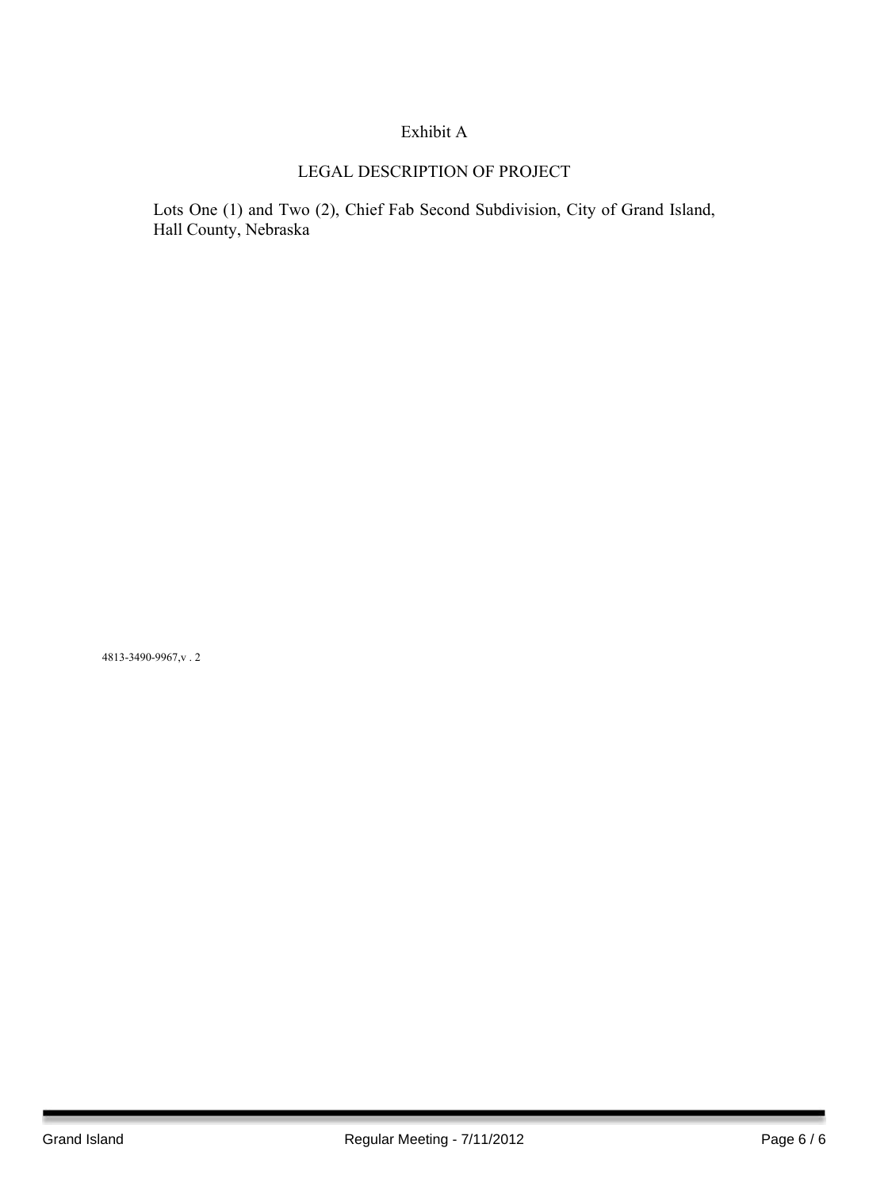# Exhibit A

## LEGAL DESCRIPTION OF PROJECT

Lots One (1) and Two (2), Chief Fab Second Subdivision, City of Grand Island, Hall County, Nebraska

4813-3490-9967,v . 2